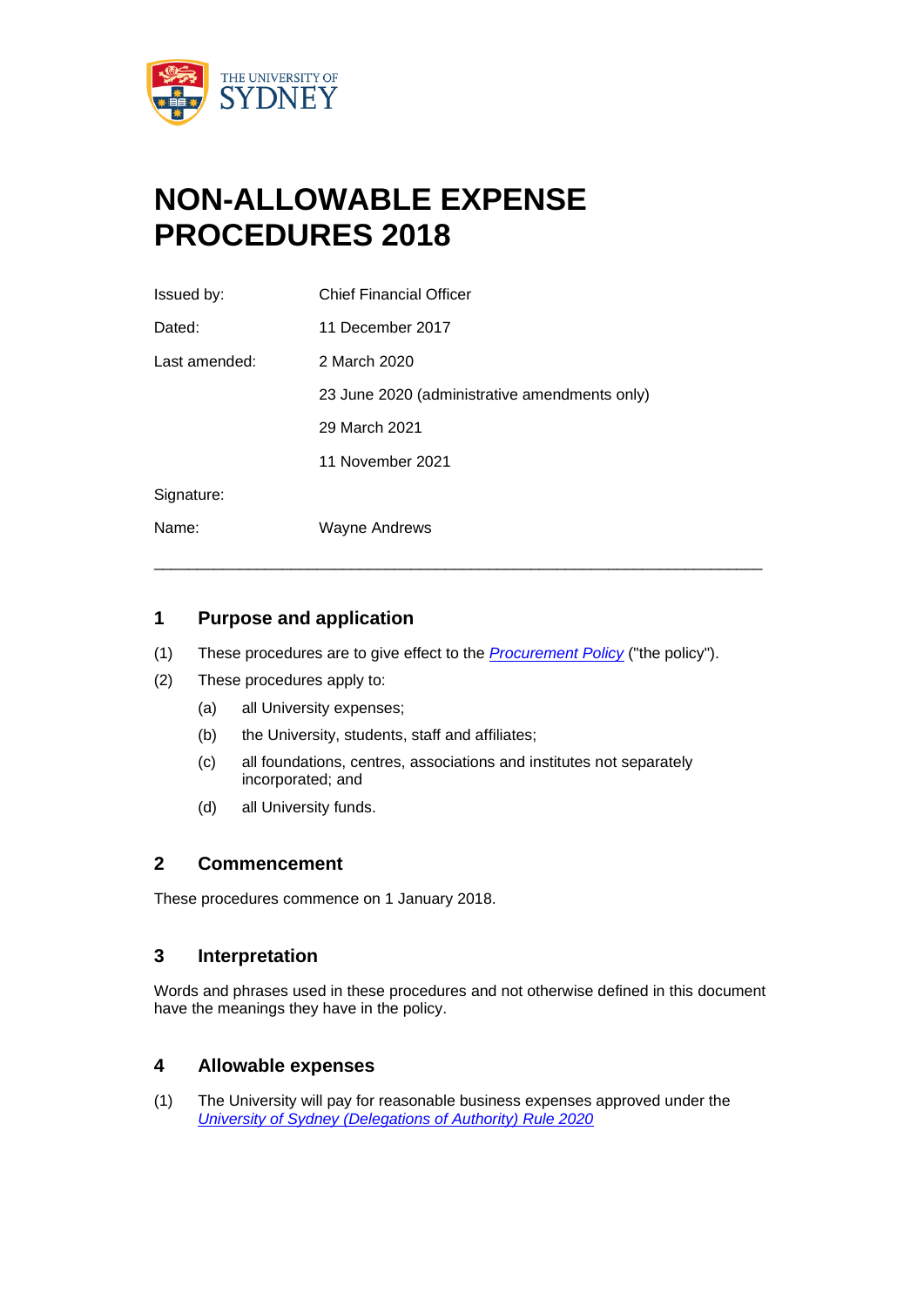# NON-ALLOWABLE EXPENSE PROCEDURES 2018

| | |
|---|---|
| Issued by: | Chief Financial Officer |
| Dated: | 11 December 2017 |
| Last amended: | 2 March 2020 |
| | 23 June 2020 (administrative amendments only) |
| | 29 March 2021 |
| | 11 November 2021 |
| Signature: | |
| Name: | Wayne Andrews |

---

## 1 Purpose and application

(1) These procedures are to give effect to the *Procurement Policy* ("the policy").

(2) These procedures apply to:

- (a) all University expenses;
- (b) the University, students, staff and affiliates;
- (c) all foundations, centres, associations and institutes not separately incorporated; and
- (d) all University funds.

## 2 Commencement

These procedures commence on 1 January 2018.

## 3 Interpretation

Words and phrases used in these procedures and not otherwise defined in this document have the meanings they have in the policy.

## 4 Allowable expenses

(1) The University will pay for reasonable business expenses approved under the *University of Sydney (Delegations of Authority) Rule 2020*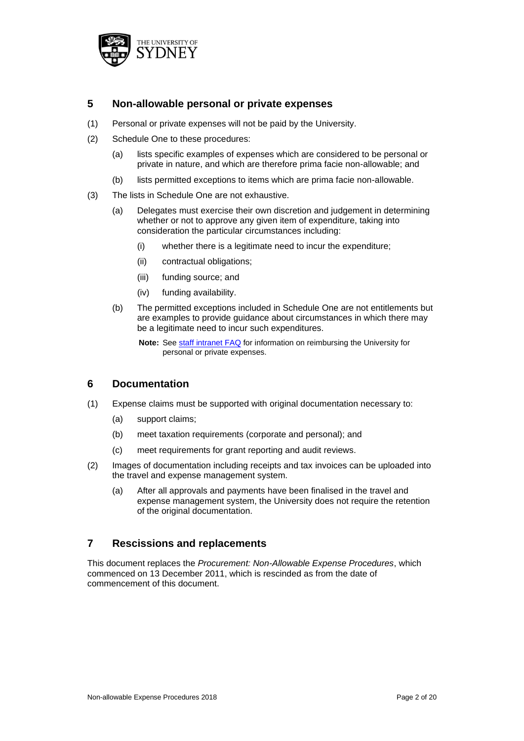## 5 Non-allowable personal or private expenses

(1) Personal or private expenses will not be paid by the University.

(2) Schedule One to these procedures:

  (a) lists specific examples of expenses which are considered to be personal or private in nature, and which are therefore prima facie non-allowable; and

  (b) lists permitted exceptions to items which are prima facie non-allowable.

(3) The lists in Schedule One are not exhaustive.

  (a) Delegates must exercise their own discretion and judgement in determining whether or not to approve any given item of expenditure, taking into consideration the particular circumstances including:

    (i) whether there is a legitimate need to incur the expenditure;

    (ii) contractual obligations;

    (iii) funding source; and

    (iv) funding availability.

  (b) The permitted exceptions included in Schedule One are not entitlements but are examples to provide guidance about circumstances in which there may be a legitimate need to incur such expenditures.

  **Note:** See staff intranet FAQ for information on reimbursing the University for personal or private expenses.

## 6 Documentation

(1) Expense claims must be supported with original documentation necessary to:

  (a) support claims;

  (b) meet taxation requirements (corporate and personal); and

  (c) meet requirements for grant reporting and audit reviews.

(2) Images of documentation including receipts and tax invoices can be uploaded into the travel and expense management system.

  (a) After all approvals and payments have been finalised in the travel and expense management system, the University does not require the retention of the original documentation.

## 7 Rescissions and replacements

This document replaces the *Procurement: Non-Allowable Expense Procedures*, which commenced on 13 December 2011, which is rescinded as from the date of commencement of this document.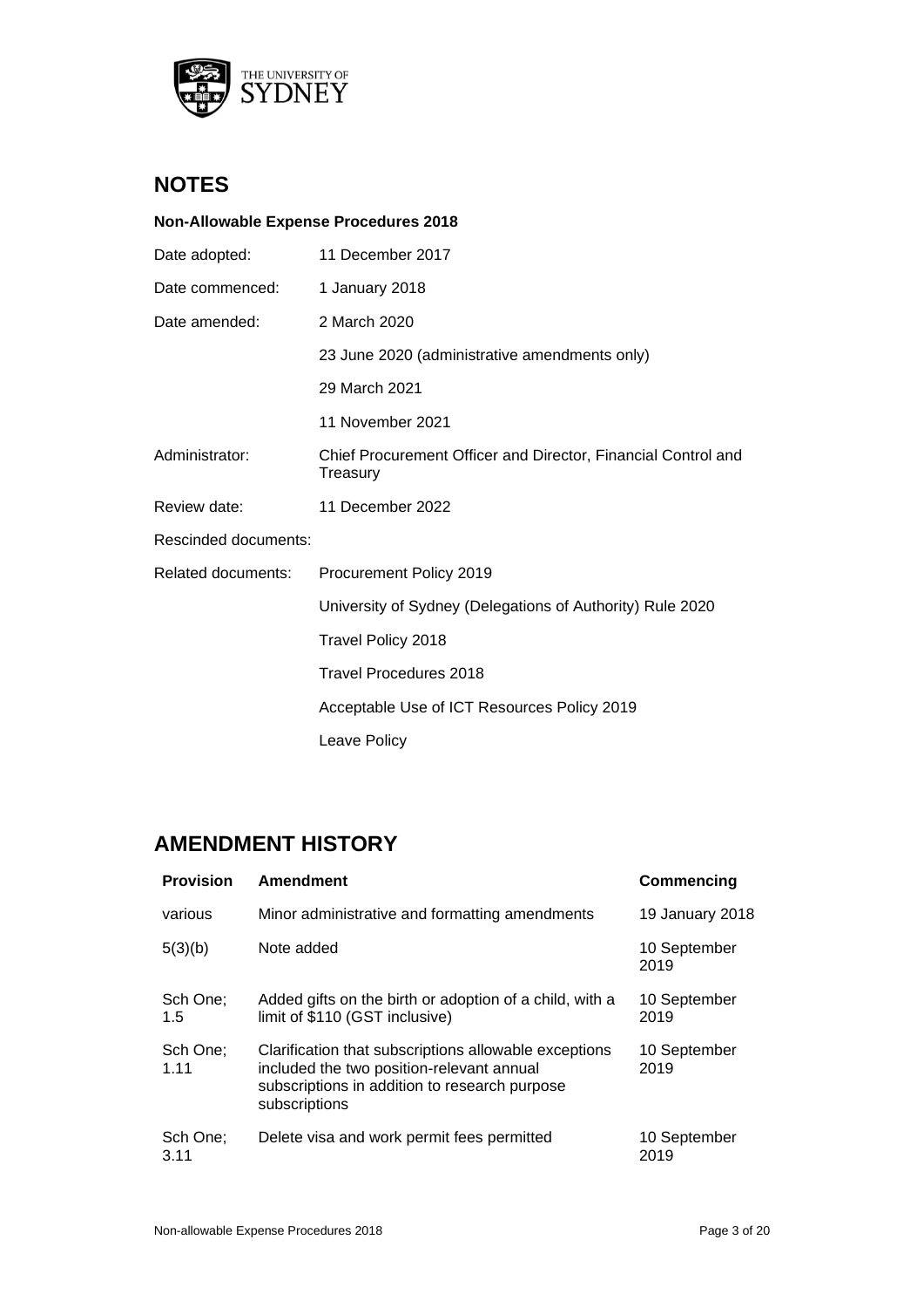## NOTES

**Non-Allowable Expense Procedures 2018**

| | |
|---|---|
| Date adopted: | 11 December 2017 |
| Date commenced: | 1 January 2018 |
| Date amended: | 2 March 2020 |
| | 23 June 2020 (administrative amendments only) |
| | 29 March 2021 |
| | 11 November 2021 |
| Administrator: | Chief Procurement Officer and Director, Financial Control and Treasury |
| Review date: | 11 December 2022 |
| Rescinded documents: | |
| Related documents: | Procurement Policy 2019 |
| | University of Sydney (Delegations of Authority) Rule 2020 |
| | Travel Policy 2018 |
| | Travel Procedures 2018 |
| | Acceptable Use of ICT Resources Policy 2019 |
| | Leave Policy |

## AMENDMENT HISTORY

| Provision | Amendment | Commencing |
|---|---|---|
| various | Minor administrative and formatting amendments | 19 January 2018 |
| 5(3)(b) | Note added | 10 September 2019 |
| Sch One; 1.5 | Added gifts on the birth or adoption of a child, with a limit of $110 (GST inclusive) | 10 September 2019 |
| Sch One; 1.11 | Clarification that subscriptions allowable exceptions included the two position-relevant annual subscriptions in addition to research purpose subscriptions | 10 September 2019 |
| Sch One; 3.11 | Delete visa and work permit fees permitted | 10 September 2019 |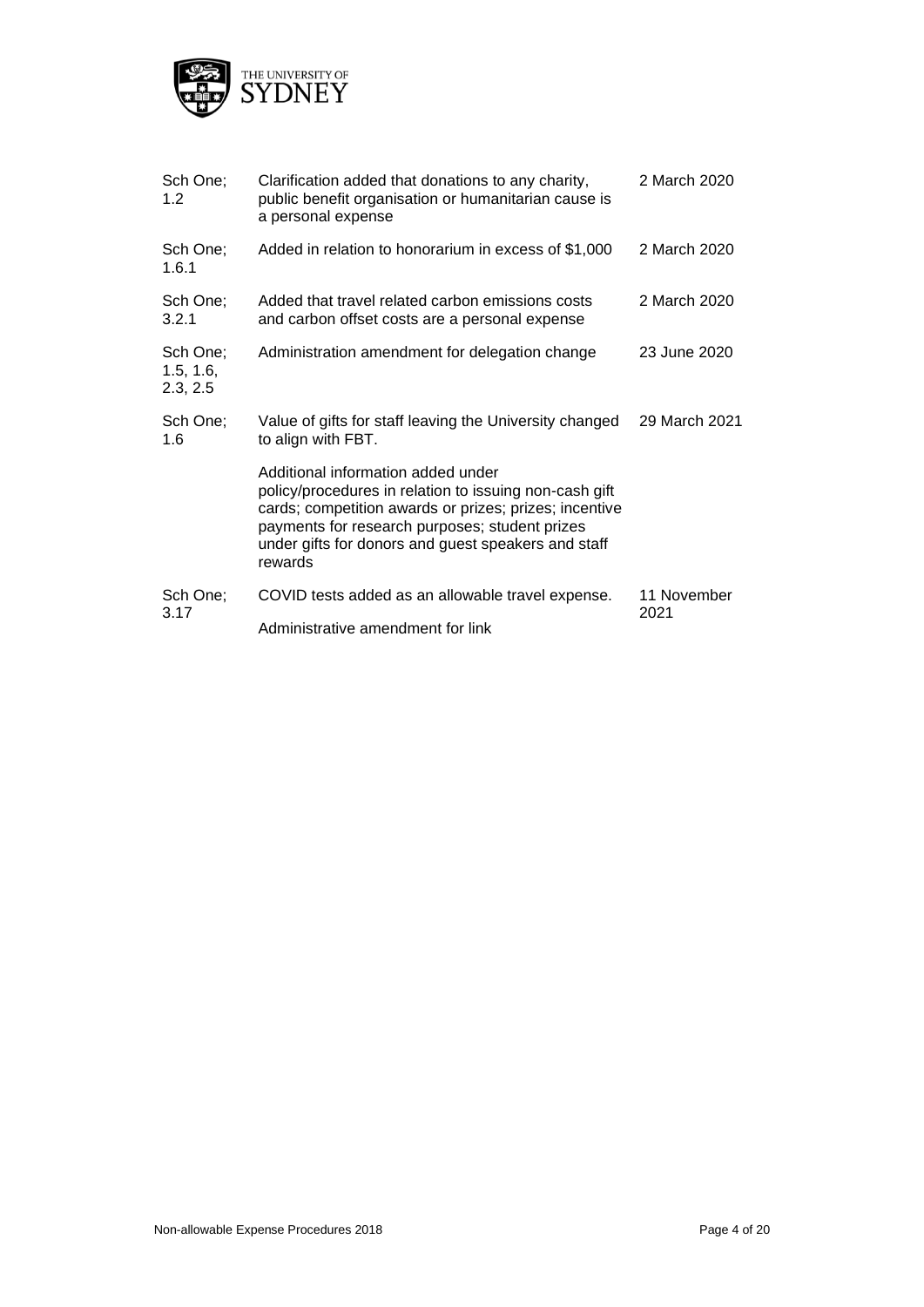| | | |
|---|---|---|
| Sch One; 1.2 | Clarification added that donations to any charity, public benefit organisation or humanitarian cause is a personal expense | 2 March 2020 |
| Sch One; 1.6.1 | Added in relation to honorarium in excess of $1,000 | 2 March 2020 |
| Sch One; 3.2.1 | Added that travel related carbon emissions costs and carbon offset costs are a personal expense | 2 March 2020 |
| Sch One; 1.5, 1.6, 2.3, 2.5 | Administration amendment for delegation change | 23 June 2020 |
| Sch One; 1.6 | Value of gifts for staff leaving the University changed to align with FBT.<br><br>Additional information added under policy/procedures in relation to issuing non-cash gift cards; competition awards or prizes; prizes; incentive payments for research purposes; student prizes under gifts for donors and guest speakers and staff rewards | 29 March 2021 |
| Sch One; 3.17 | COVID tests added as an allowable travel expense.<br><br>Administrative amendment for link | 11 November 2021 |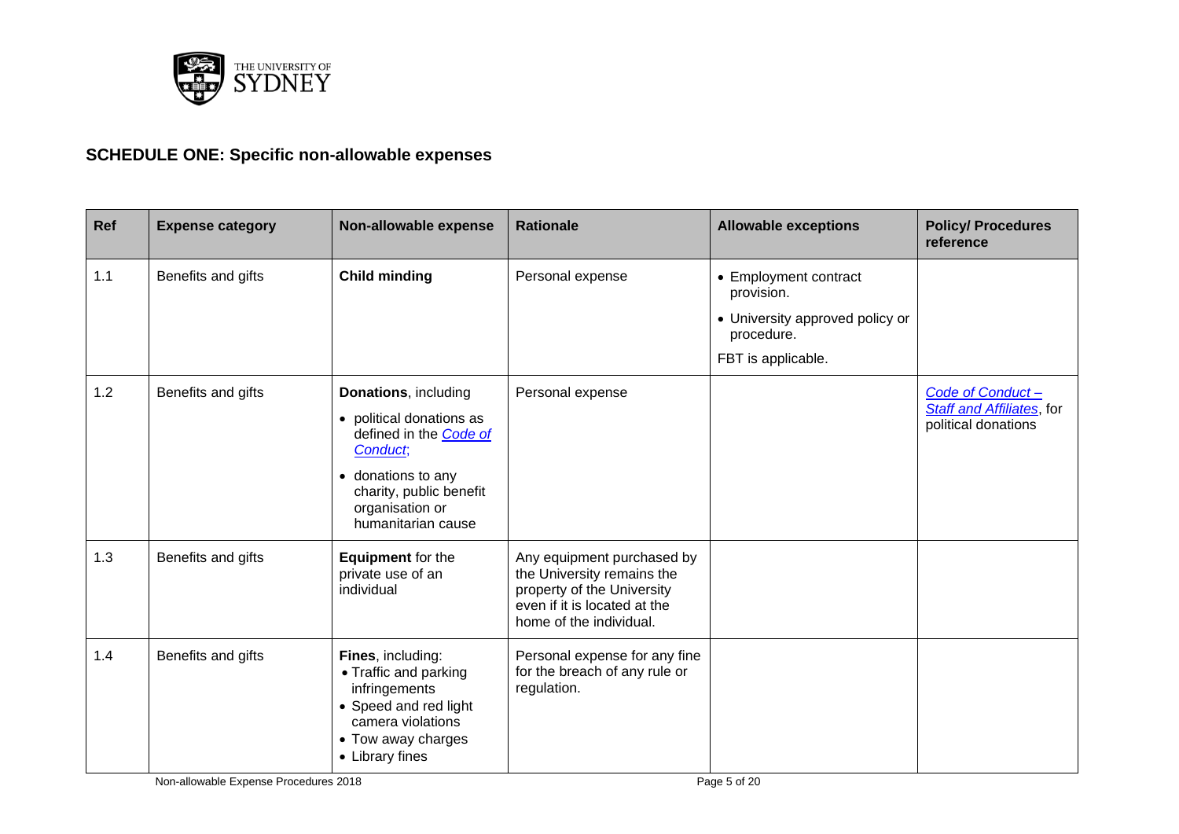## SCHEDULE ONE: Specific non-allowable expenses

| Ref | Expense category | Non-allowable expense | Rationale | Allowable exceptions | Policy/ Procedures reference |
|---|---|---|---|---|---|
| 1.1 | Benefits and gifts | **Child minding** | Personal expense | • Employment contract provision.<br>• University approved policy or procedure.<br>FBT is applicable. | |
| 1.2 | Benefits and gifts | **Donations**, including<br>• political donations as defined in the *Code of Conduct*;<br>• donations to any charity, public benefit organisation or humanitarian cause | Personal expense | | *Code of Conduct – Staff and Affiliates*, for political donations |
| 1.3 | Benefits and gifts | **Equipment** for the private use of an individual | Any equipment purchased by the University remains the property of the University even if it is located at the home of the individual. | | |
| 1.4 | Benefits and gifts | **Fines**, including:<br>• Traffic and parking infringements<br>• Speed and red light camera violations<br>• Tow away charges<br>• Library fines | Personal expense for any fine for the breach of any rule or regulation. | | |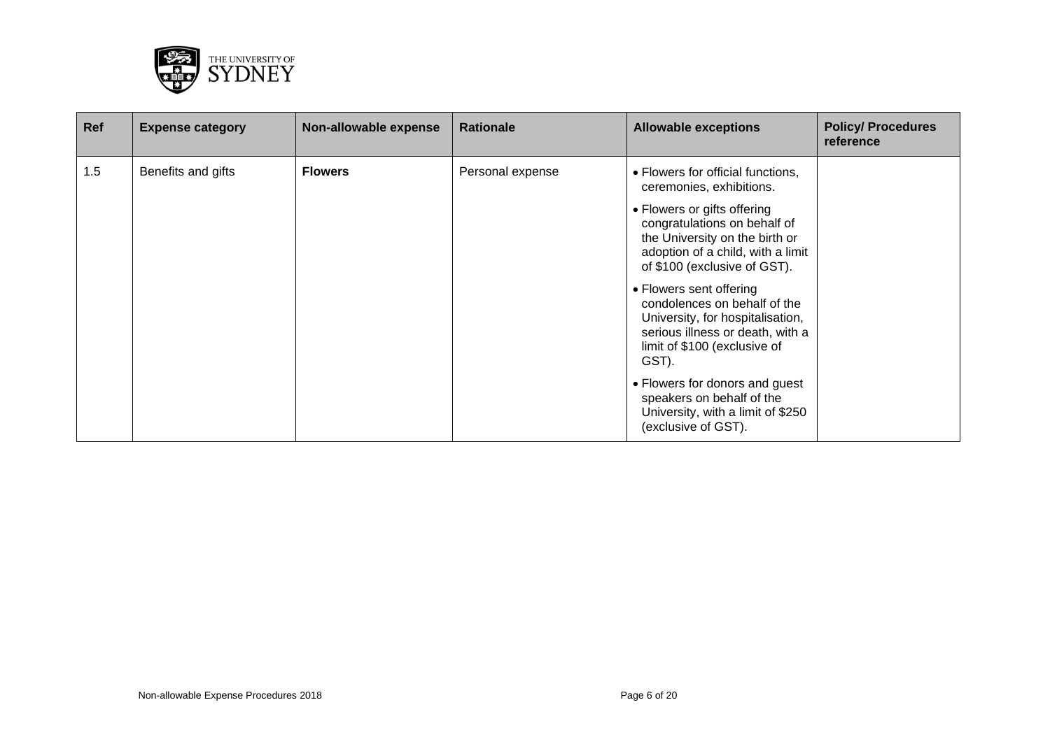| Ref | Expense category | Non-allowable expense | Rationale | Allowable exceptions | Policy/ Procedures reference |
|---|---|---|---|---|---|
| 1.5 | Benefits and gifts | **Flowers** | Personal expense | • Flowers for official functions, ceremonies, exhibitions.<br>• Flowers or gifts offering congratulations on behalf of the University on the birth or adoption of a child, with a limit of $100 (exclusive of GST).<br>• Flowers sent offering condolences on behalf of the University, for hospitalisation, serious illness or death, with a limit of $100 (exclusive of GST).<br>• Flowers for donors and guest speakers on behalf of the University, with a limit of $250 (exclusive of GST). | |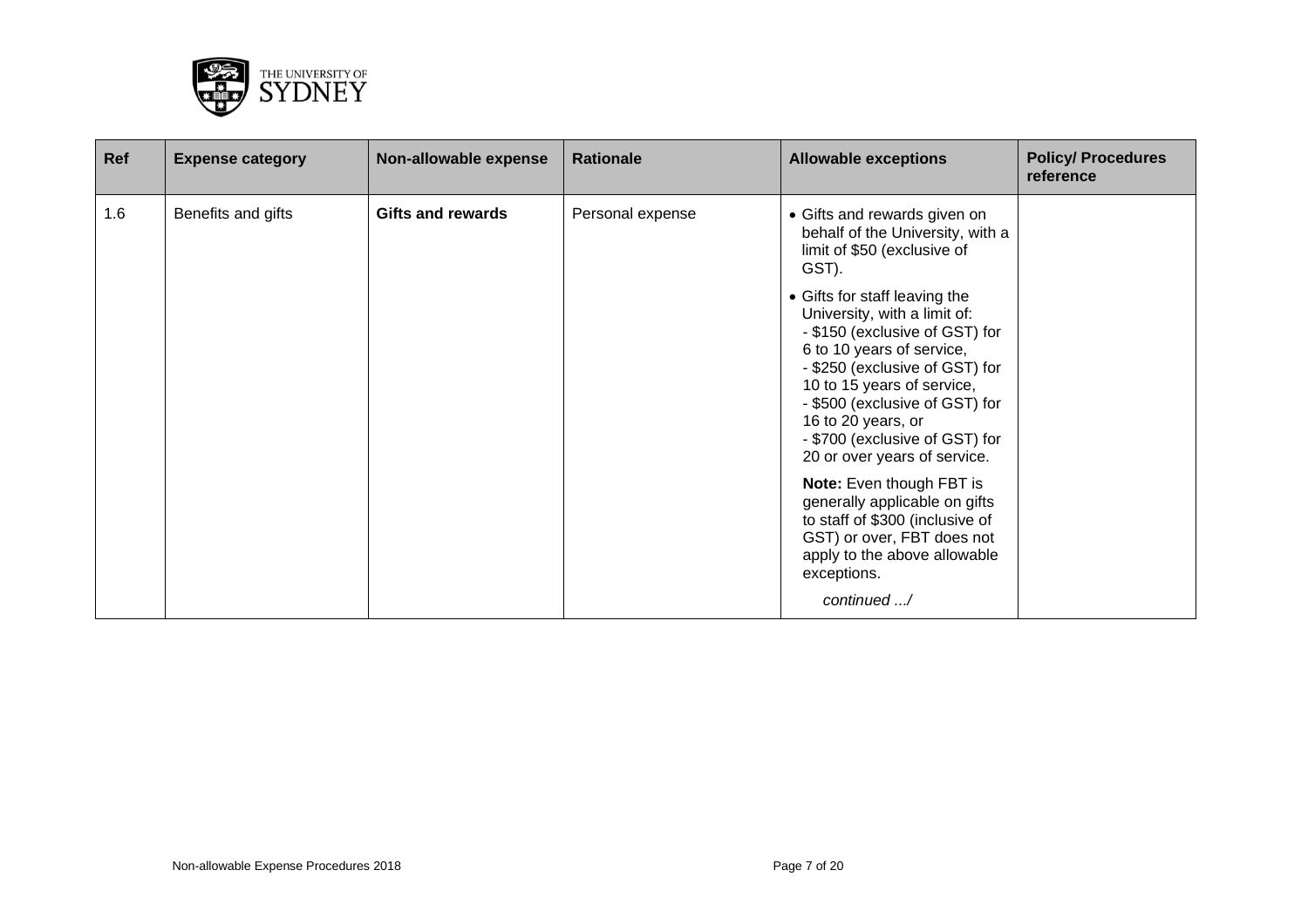| Ref | Expense category | Non-allowable expense | Rationale | Allowable exceptions | Policy/ Procedures reference |
|---|---|---|---|---|---|
| 1.6 | Benefits and gifts | **Gifts and rewards** | Personal expense | • Gifts and rewards given on behalf of the University, with a limit of \$50 (exclusive of GST).<br><br>• Gifts for staff leaving the University, with a limit of:<br>- \$150 (exclusive of GST) for 6 to 10 years of service,<br>- \$250 (exclusive of GST) for 10 to 15 years of service,<br>- \$500 (exclusive of GST) for 16 to 20 years, or<br>- \$700 (exclusive of GST) for 20 or over years of service.<br><br>**Note:** Even though FBT is generally applicable on gifts to staff of \$300 (inclusive of GST) or over, FBT does not apply to the above allowable exceptions.<br><br>*continued .../* | |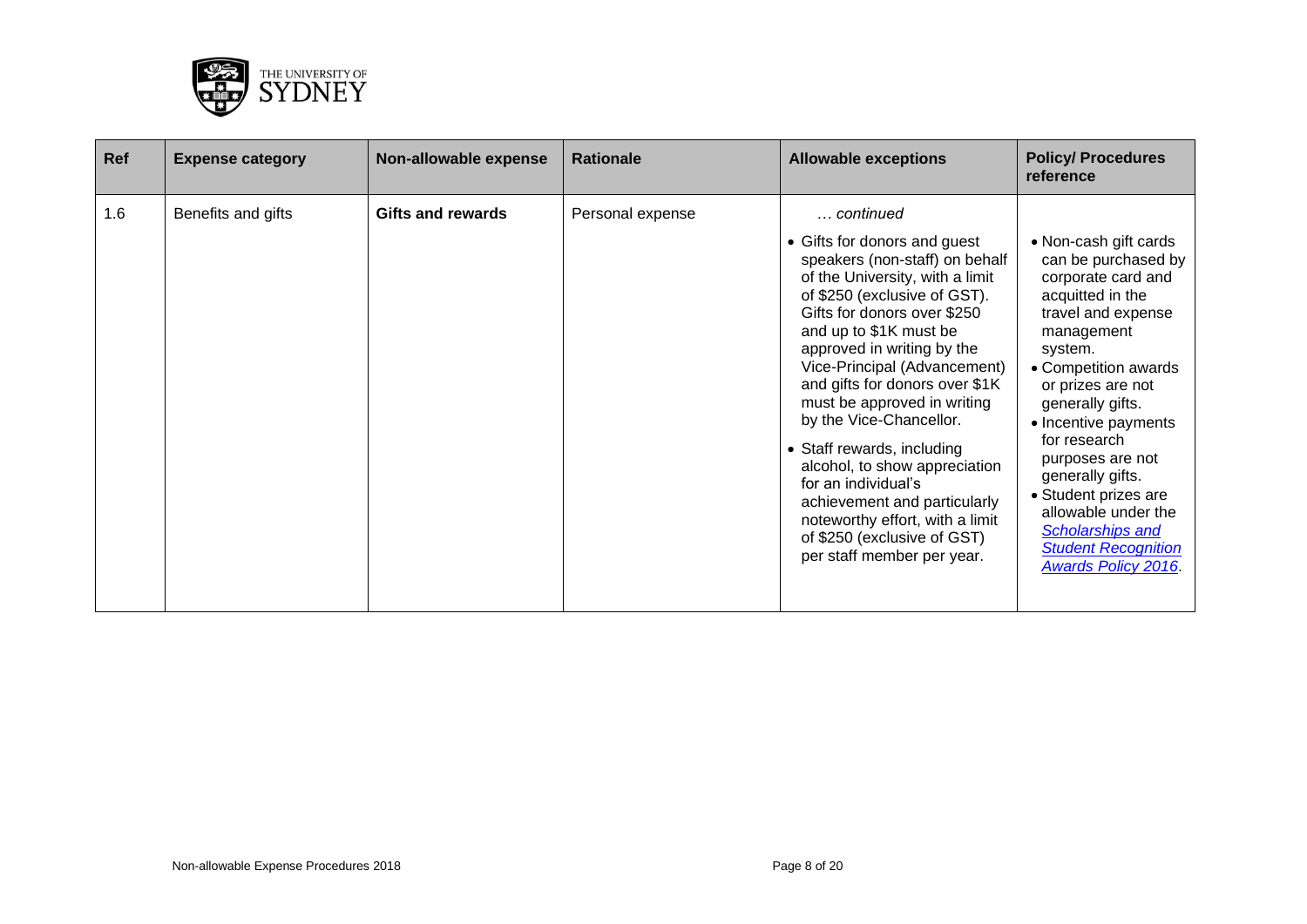| Ref | Expense category | Non-allowable expense | Rationale | Allowable exceptions | Policy/ Procedures reference |
|---|---|---|---|---|---|
| 1.6 | Benefits and gifts | **Gifts and rewards** | Personal expense | *… continued*<br>• Gifts for donors and guest speakers (non-staff) on behalf of the University, with a limit of \$250 (exclusive of GST). Gifts for donors over \$250 and up to \$1K must be approved in writing by the Vice-Principal (Advancement) and gifts for donors over \$1K must be approved in writing by the Vice-Chancellor.<br>• Staff rewards, including alcohol, to show appreciation for an individual's achievement and particularly noteworthy effort, with a limit of \$250 (exclusive of GST) per staff member per year. | • Non-cash gift cards can be purchased by corporate card and acquitted in the travel and expense management system.<br>• Competition awards or prizes are not generally gifts.<br>• Incentive payments for research purposes are not generally gifts.<br>• Student prizes are allowable under the *Scholarships and Student Recognition Awards Policy 2016*. |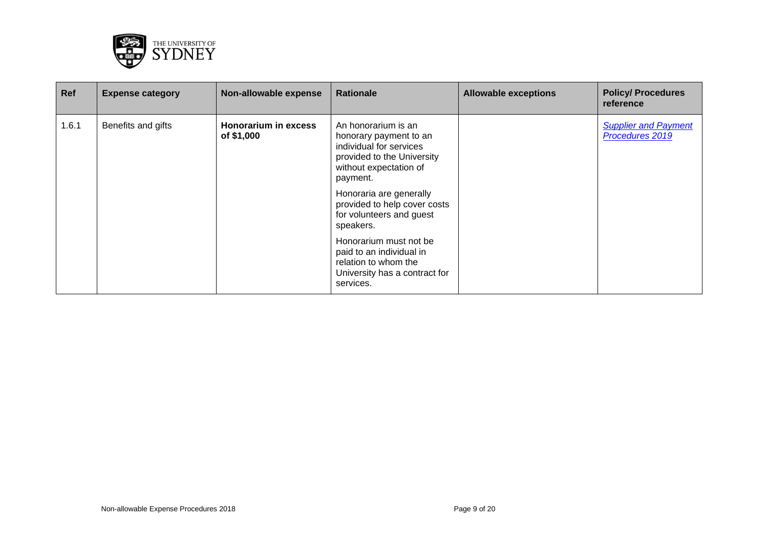| Ref | Expense category | Non-allowable expense | Rationale | Allowable exceptions | Policy/ Procedures reference |
|---|---|---|---|---|---|
| 1.6.1 | Benefits and gifts | **Honorarium in excess of $1,000** | An honorarium is an honorary payment to an individual for services provided to the University without expectation of payment.<br><br>Honoraria are generally provided to help cover costs for volunteers and guest speakers.<br><br>Honorarium must not be paid to an individual in relation to whom the University has a contract for services. | | *Supplier and Payment Procedures 2019* |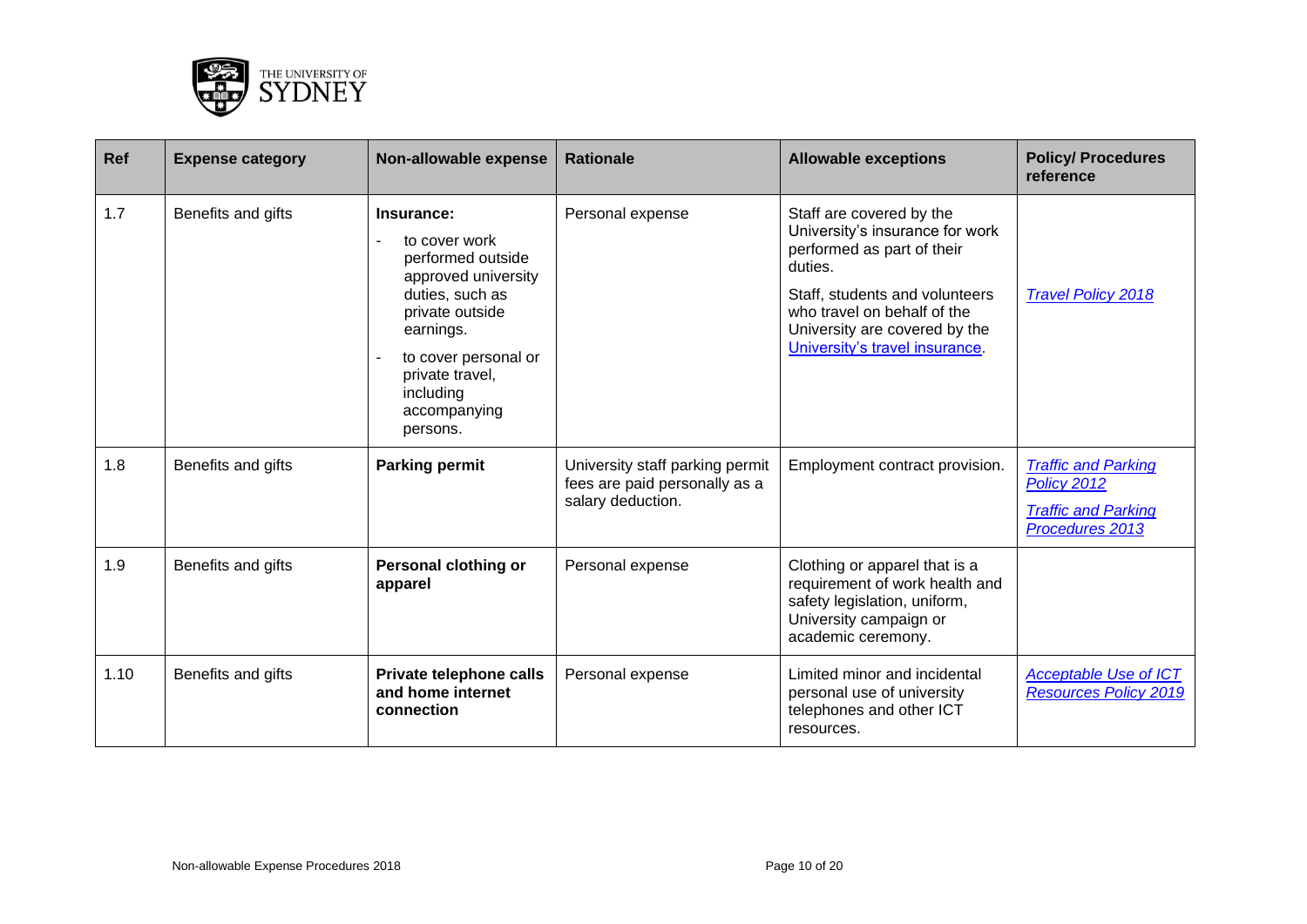| Ref | Expense category | Non-allowable expense | Rationale | Allowable exceptions | Policy/ Procedures reference |
| --- | --- | --- | --- | --- | --- |
| 1.7 | Benefits and gifts | **Insurance:**<br>- to cover work performed outside approved university duties, such as private outside earnings.<br>- to cover personal or private travel, including accompanying persons. | Personal expense | Staff are covered by the University's insurance for work performed as part of their duties.<br>Staff, students and volunteers who travel on behalf of the University are covered by the University's travel insurance. | *Travel Policy 2018* |
| 1.8 | Benefits and gifts | **Parking permit** | University staff parking permit fees are paid personally as a salary deduction. | Employment contract provision. | *Traffic and Parking Policy 2012*<br>*Traffic and Parking Procedures 2013* |
| 1.9 | Benefits and gifts | **Personal clothing or apparel** | Personal expense | Clothing or apparel that is a requirement of work health and safety legislation, uniform, University campaign or academic ceremony. | |
| 1.10 | Benefits and gifts | **Private telephone calls and home internet connection** | Personal expense | Limited minor and incidental personal use of university telephones and other ICT resources. | *Acceptable Use of ICT Resources Policy 2019* |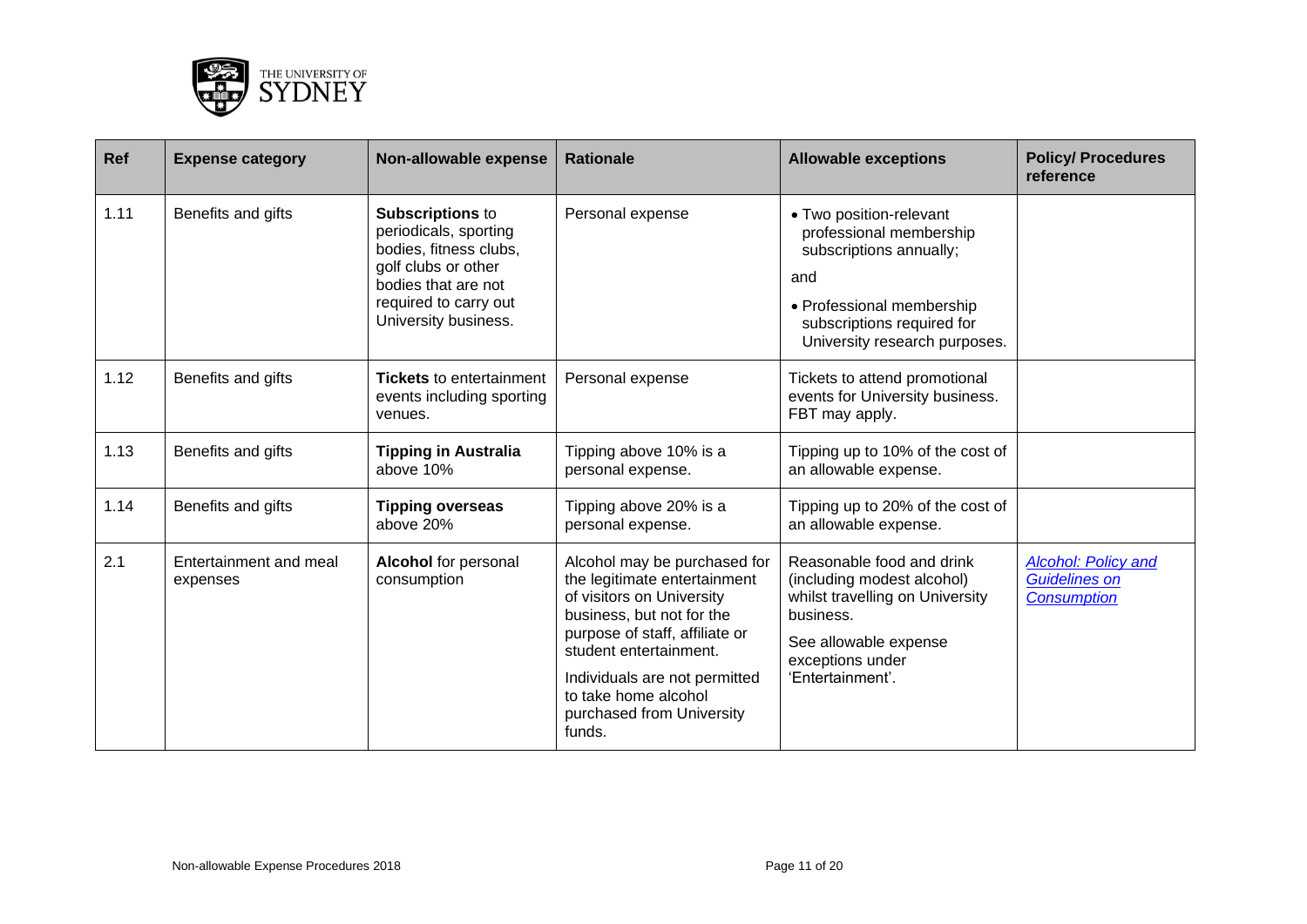| Ref | Expense category | Non-allowable expense | Rationale | Allowable exceptions | Policy/ Procedures reference |
|---|---|---|---|---|---|
| 1.11 | Benefits and gifts | **Subscriptions** to periodicals, sporting bodies, fitness clubs, golf clubs or other bodies that are not required to carry out University business. | Personal expense | • Two position-relevant professional membership subscriptions annually; and • Professional membership subscriptions required for University research purposes. | |
| 1.12 | Benefits and gifts | **Tickets** to entertainment events including sporting venues. | Personal expense | Tickets to attend promotional events for University business. FBT may apply. | |
| 1.13 | Benefits and gifts | **Tipping in Australia** above 10% | Tipping above 10% is a personal expense. | Tipping up to 10% of the cost of an allowable expense. | |
| 1.14 | Benefits and gifts | **Tipping overseas** above 20% | Tipping above 20% is a personal expense. | Tipping up to 20% of the cost of an allowable expense. | |
| 2.1 | Entertainment and meal expenses | **Alcohol** for personal consumption | Alcohol may be purchased for the legitimate entertainment of visitors on University business, but not for the purpose of staff, affiliate or student entertainment. Individuals are not permitted to take home alcohol purchased from University funds. | Reasonable food and drink (including modest alcohol) whilst travelling on University business. See allowable expense exceptions under 'Entertainment'. | Alcohol: Policy and Guidelines on Consumption |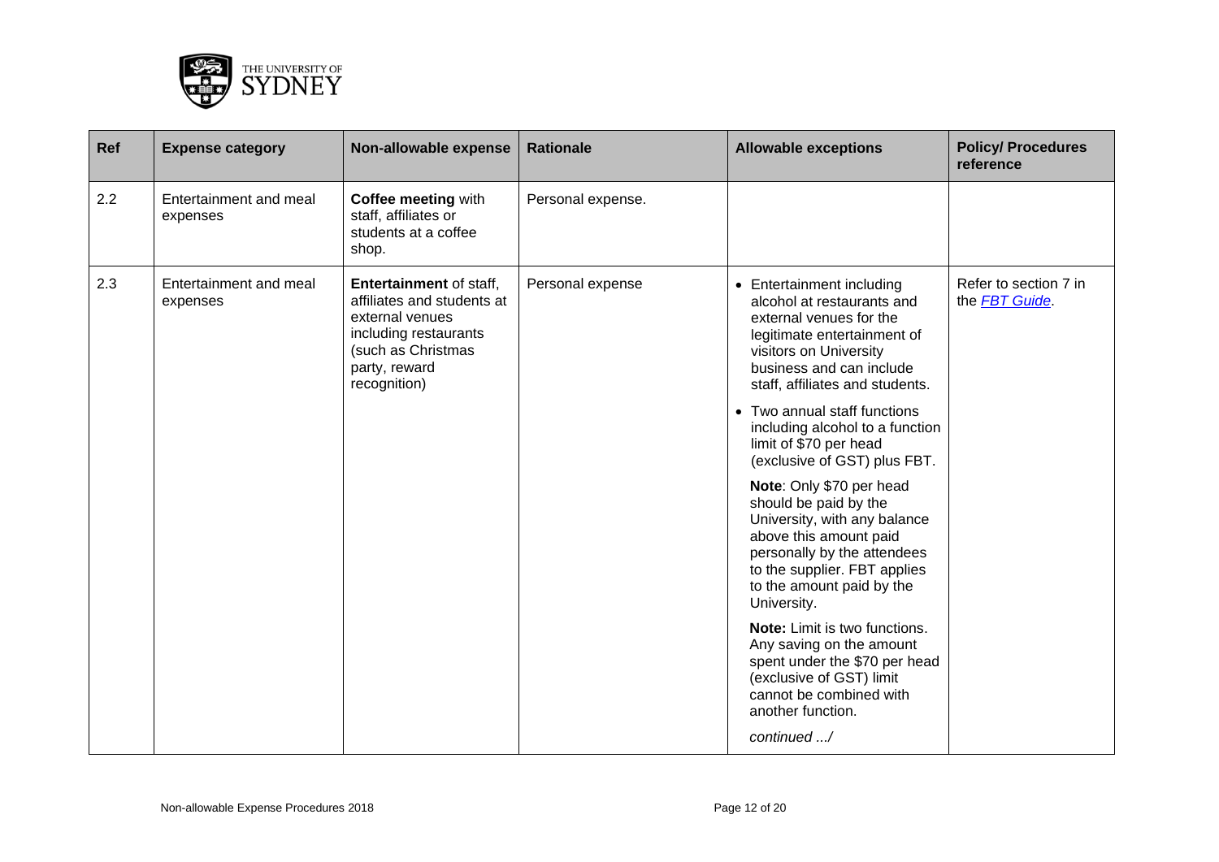| Ref | Expense category | Non-allowable expense | Rationale | Allowable exceptions | Policy/ Procedures reference |
|---|---|---|---|---|---|
| 2.2 | Entertainment and meal expenses | **Coffee meeting** with staff, affiliates or students at a coffee shop. | Personal expense. | | |
| 2.3 | Entertainment and meal expenses | **Entertainment** of staff, affiliates and students at external venues including restaurants (such as Christmas party, reward recognition) | Personal expense | • Entertainment including alcohol at restaurants and external venues for the legitimate entertainment of visitors on University business and can include staff, affiliates and students.<br>• Two annual staff functions including alcohol to a function limit of $70 per head (exclusive of GST) plus FBT.<br>**Note**: Only $70 per head should be paid by the University, with any balance above this amount paid personally by the attendees to the supplier. FBT applies to the amount paid by the University.<br>**Note:** Limit is two functions. Any saving on the amount spent under the $70 per head (exclusive of GST) limit cannot be combined with another function.<br>*continued .../* | Refer to section 7 in the *FBT Guide*. |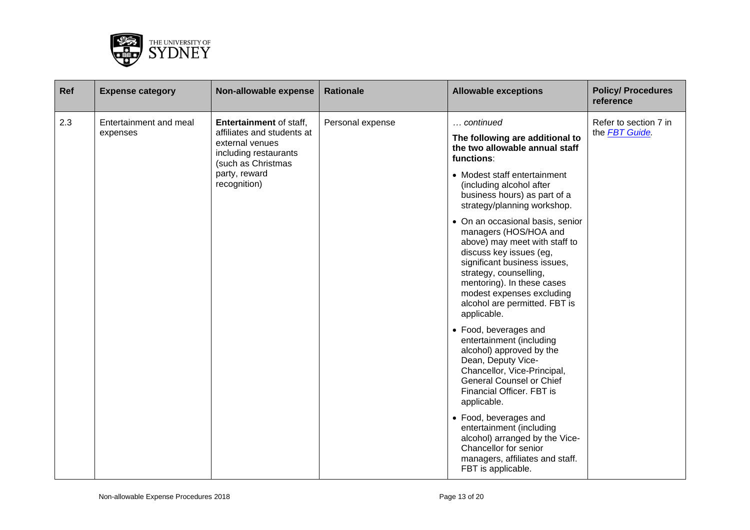| Ref | Expense category | Non-allowable expense | Rationale | Allowable exceptions | Policy/ Procedures reference |
|---|---|---|---|---|---|
| 2.3 | Entertainment and meal expenses | **Entertainment** of staff, affiliates and students at external venues including restaurants (such as Christmas party, reward recognition) | Personal expense | *… continued*<br><br>**The following are additional to the two allowable annual staff functions**:<br><br>• Modest staff entertainment (including alcohol after business hours) as part of a strategy/planning workshop.<br><br>• On an occasional basis, senior managers (HOS/HOA and above) may meet with staff to discuss key issues (eg, significant business issues, strategy, counselling, mentoring). In these cases modest expenses excluding alcohol are permitted. FBT is applicable.<br><br>• Food, beverages and entertainment (including alcohol) approved by the Dean, Deputy Vice-Chancellor, Vice-Principal, General Counsel or Chief Financial Officer. FBT is applicable.<br><br>• Food, beverages and entertainment (including alcohol) arranged by the Vice-Chancellor for senior managers, affiliates and staff. FBT is applicable. | Refer to section 7 in the *FBT Guide.* |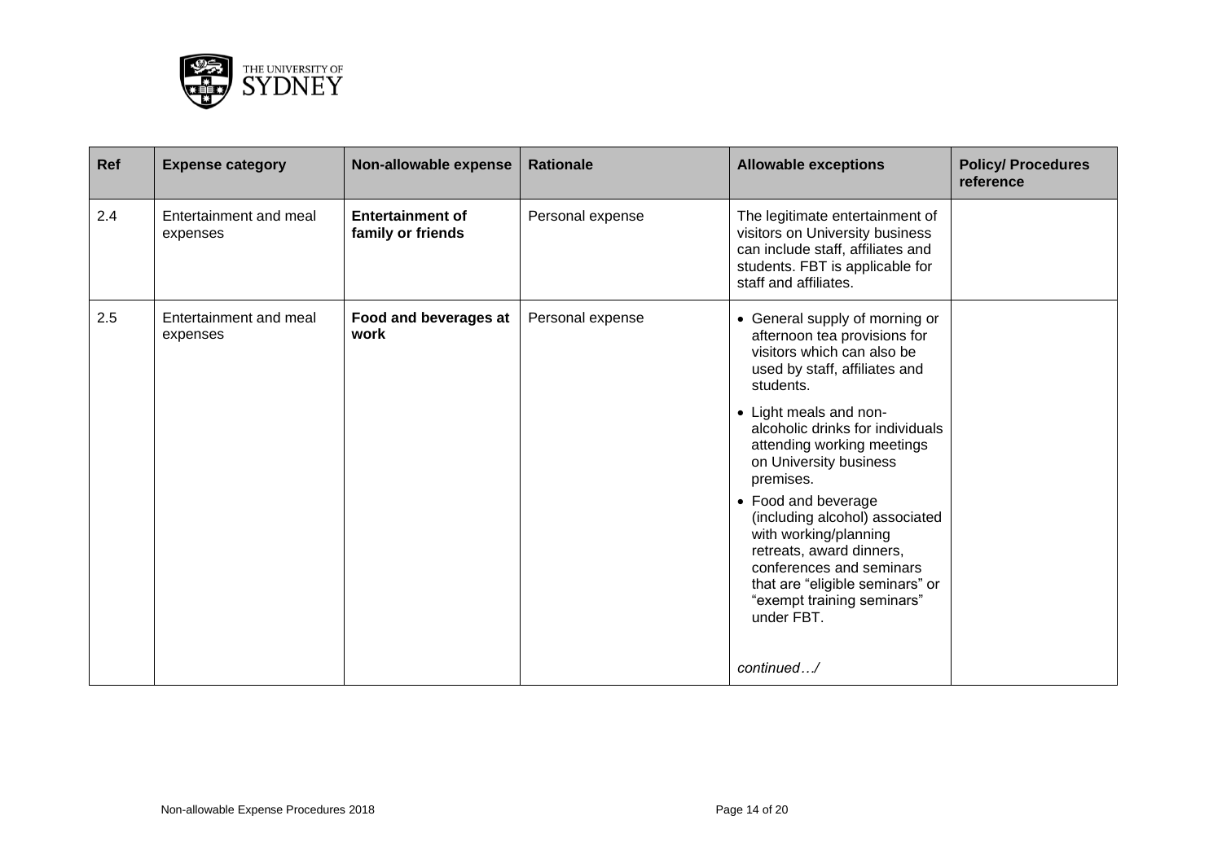| Ref | Expense category | Non-allowable expense | Rationale | Allowable exceptions | Policy/ Procedures reference |
|---|---|---|---|---|---|
| 2.4 | Entertainment and meal expenses | **Entertainment of family or friends** | Personal expense | The legitimate entertainment of visitors on University business can include staff, affiliates and students. FBT is applicable for staff and affiliates. | |
| 2.5 | Entertainment and meal expenses | **Food and beverages at work** | Personal expense | • General supply of morning or afternoon tea provisions for visitors which can also be used by staff, affiliates and students.<br>• Light meals and non-alcoholic drinks for individuals attending working meetings on University business premises.<br>• Food and beverage (including alcohol) associated with working/planning retreats, award dinners, conferences and seminars that are "eligible seminars" or "exempt training seminars" under FBT.<br><br>*continued…/* | |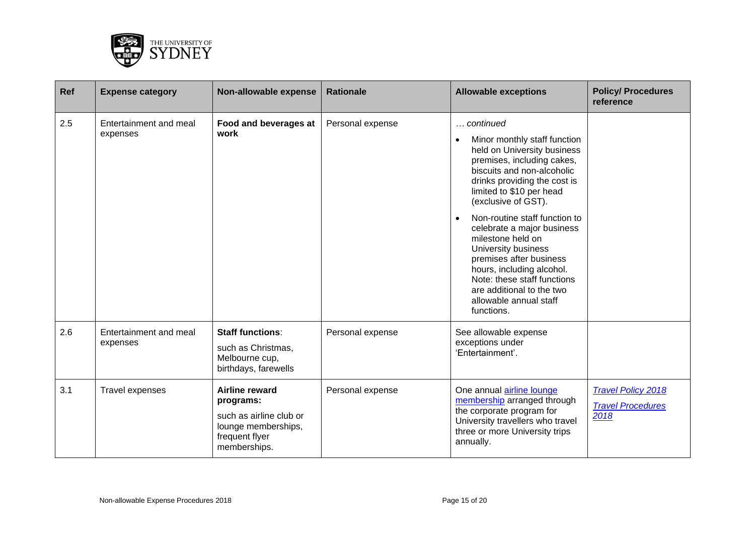| Ref | Expense category | Non-allowable expense | Rationale | Allowable exceptions | Policy/ Procedures reference |
|---|---|---|---|---|---|
| 2.5 | Entertainment and meal expenses | **Food and beverages at work** | Personal expense | *… continued*<br>• Minor monthly staff function held on University business premises, including cakes, biscuits and non-alcoholic drinks providing the cost is limited to $10 per head (exclusive of GST).<br>• Non-routine staff function to celebrate a major business milestone held on University business premises after business hours, including alcohol. Note: these staff functions are additional to the two allowable annual staff functions. | |
| 2.6 | Entertainment and meal expenses | **Staff functions**: such as Christmas, Melbourne cup, birthdays, farewells | Personal expense | See allowable expense exceptions under 'Entertainment'. | |
| 3.1 | Travel expenses | **Airline reward programs:** such as airline club or lounge memberships, frequent flyer memberships. | Personal expense | One annual airline lounge membership arranged through the corporate program for University travellers who travel three or more University trips annually. | *Travel Policy 2018*<br>*Travel Procedures 2018* |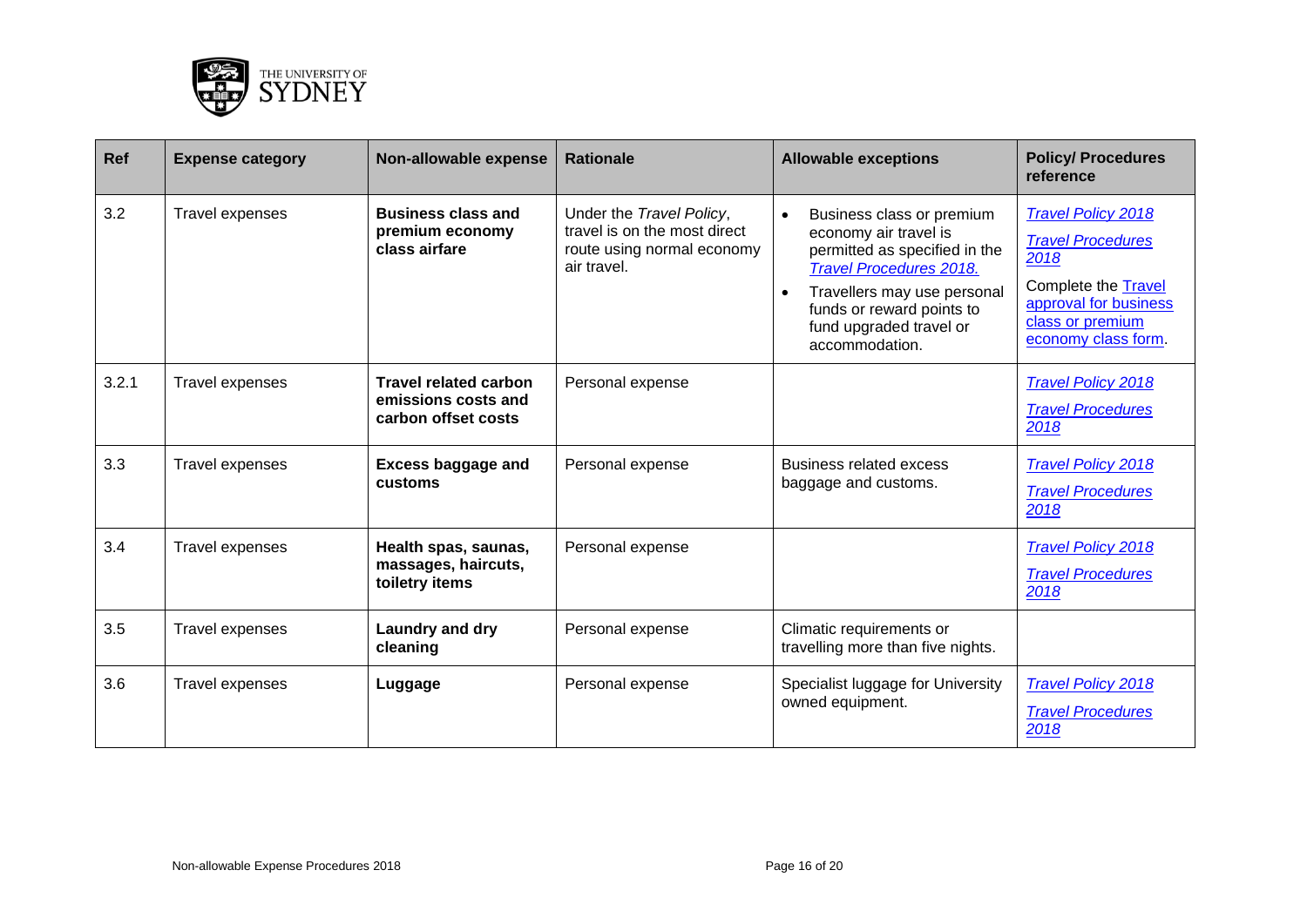| Ref | Expense category | Non-allowable expense | Rationale | Allowable exceptions | Policy/ Procedures reference |
|---|---|---|---|---|---|
| 3.2 | Travel expenses | **Business class and premium economy class airfare** | Under the *Travel Policy*, travel is on the most direct route using normal economy air travel. | • Business class or premium economy air travel is permitted as specified in the *Travel Procedures 2018.*<br>• Travellers may use personal funds or reward points to fund upgraded travel or accommodation. | *Travel Policy 2018*<br>*Travel Procedures 2018*<br>Complete the Travel approval for business class or premium economy class form. |
| 3.2.1 | Travel expenses | **Travel related carbon emissions costs and carbon offset costs** | Personal expense | | *Travel Policy 2018*<br>*Travel Procedures 2018* |
| 3.3 | Travel expenses | **Excess baggage and customs** | Personal expense | Business related excess baggage and customs. | *Travel Policy 2018*<br>*Travel Procedures 2018* |
| 3.4 | Travel expenses | **Health spas, saunas, massages, haircuts, toiletry items** | Personal expense | | *Travel Policy 2018*<br>*Travel Procedures 2018* |
| 3.5 | Travel expenses | **Laundry and dry cleaning** | Personal expense | Climatic requirements or travelling more than five nights. | |
| 3.6 | Travel expenses | **Luggage** | Personal expense | Specialist luggage for University owned equipment. | *Travel Policy 2018*<br>*Travel Procedures 2018* |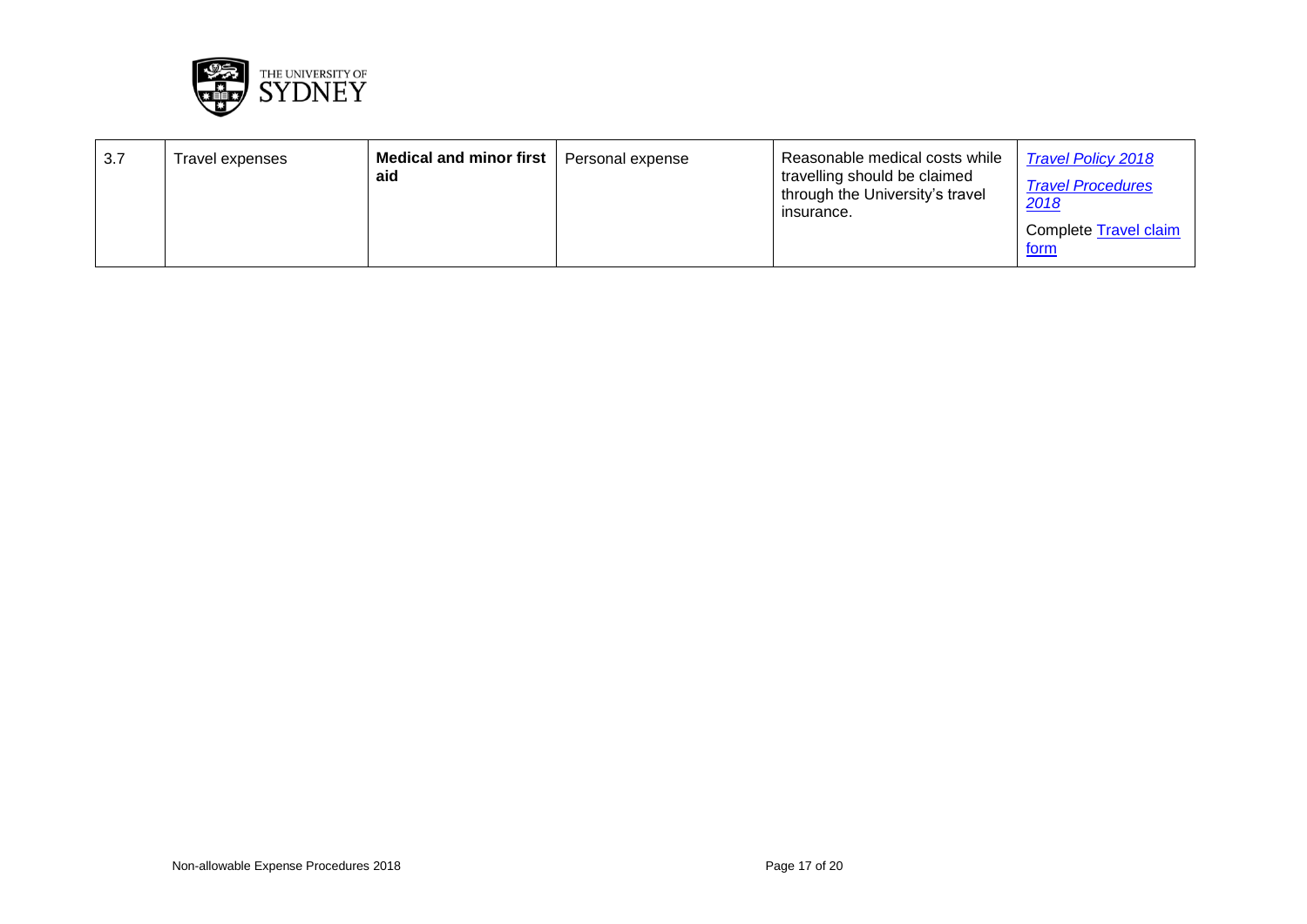| | | | | | |
|---|---|---|---|---|---|
| 3.7 | Travel expenses | **Medical and minor first aid** | Personal expense | Reasonable medical costs while travelling should be claimed through the University's travel insurance. | *Travel Policy 2018*<br><br>*Travel Procedures 2018*<br><br>Complete Travel claim form |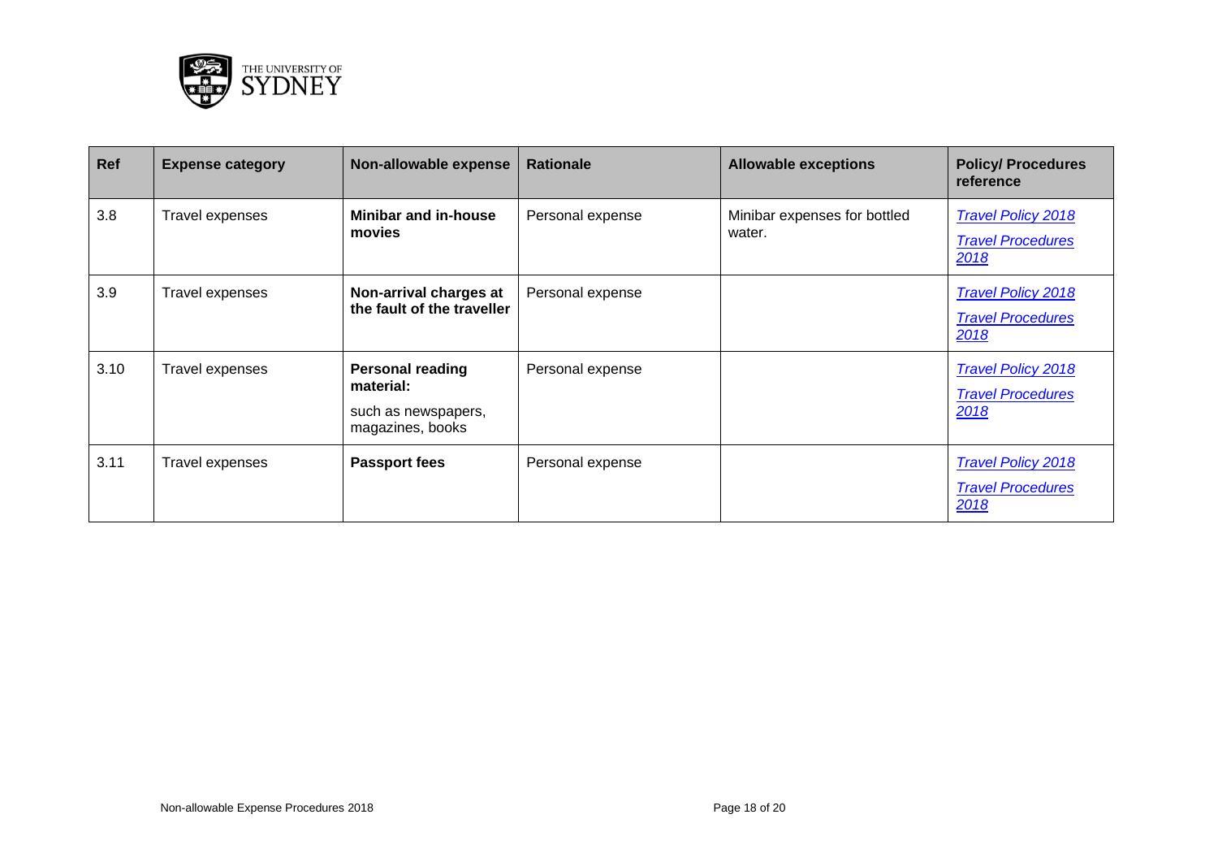| Ref | Expense category | Non-allowable expense | Rationale | Allowable exceptions | Policy/ Procedures reference |
|---|---|---|---|---|---|
| 3.8 | Travel expenses | **Minibar and in-house movies** | Personal expense | Minibar expenses for bottled water. | *Travel Policy 2018*<br>*Travel Procedures 2018* |
| 3.9 | Travel expenses | **Non-arrival charges at the fault of the traveller** | Personal expense | | *Travel Policy 2018*<br>*Travel Procedures 2018* |
| 3.10 | Travel expenses | **Personal reading material:**<br>such as newspapers, magazines, books | Personal expense | | *Travel Policy 2018*<br>*Travel Procedures 2018* |
| 3.11 | Travel expenses | **Passport fees** | Personal expense | | *Travel Policy 2018*<br>*Travel Procedures 2018* |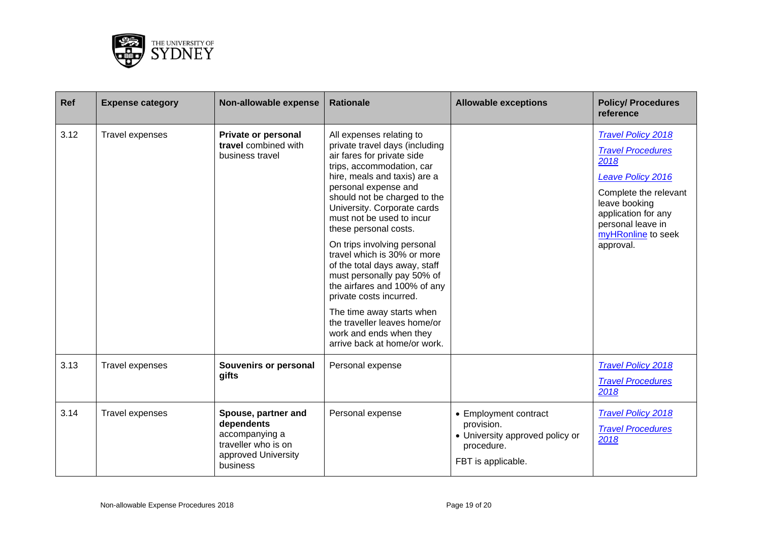| Ref | Expense category | Non-allowable expense | Rationale | Allowable exceptions | Policy/ Procedures reference |
|---|---|---|---|---|---|
| 3.12 | Travel expenses | **Private or personal travel** combined with business travel | All expenses relating to private travel days (including air fares for private side trips, accommodation, car hire, meals and taxis) are a personal expense and should not be charged to the University. Corporate cards must not be used to incur these personal costs.<br><br>On trips involving personal travel which is 30% or more of the total days away, staff must personally pay 50% of the airfares and 100% of any private costs incurred.<br><br>The time away starts when the traveller leaves home/or work and ends when they arrive back at home/or work. | | *Travel Policy 2018*<br><br>*Travel Procedures 2018*<br><br>*Leave Policy 2016*<br><br>Complete the relevant leave booking application for any personal leave in myHRonline to seek approval. |
| 3.13 | Travel expenses | **Souvenirs or personal gifts** | Personal expense | | *Travel Policy 2018*<br><br>*Travel Procedures 2018* |
| 3.14 | Travel expenses | **Spouse, partner and dependents** accompanying a traveller who is on approved University business | Personal expense | • Employment contract provision.<br>• University approved policy or procedure.<br><br>FBT is applicable. | *Travel Policy 2018*<br><br>*Travel Procedures 2018* |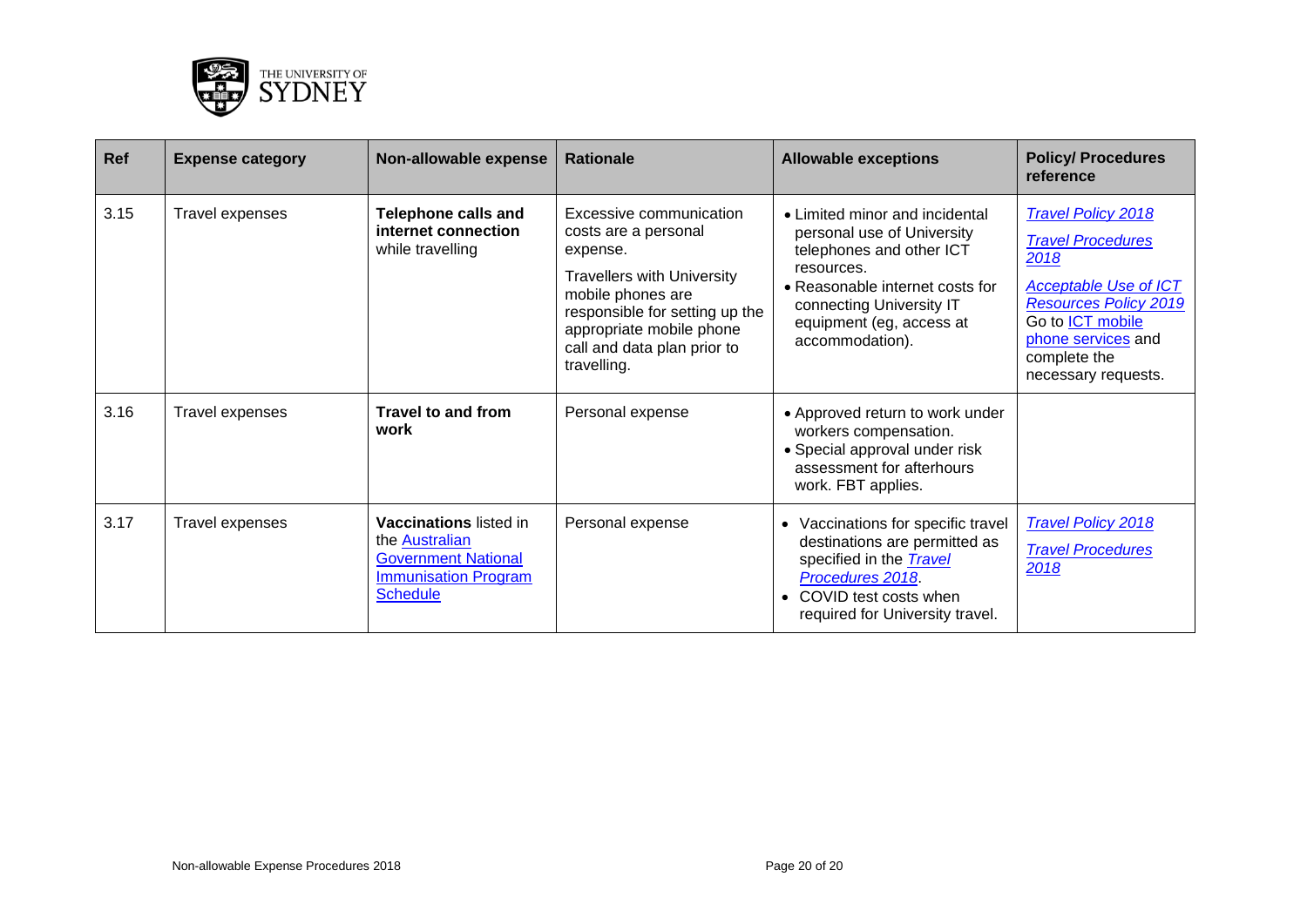| Ref | Expense category | Non-allowable expense | Rationale | Allowable exceptions | Policy/ Procedures reference |
|---|---|---|---|---|---|
| 3.15 | Travel expenses | **Telephone calls and internet connection** while travelling | Excessive communication costs are a personal expense. Travellers with University mobile phones are responsible for setting up the appropriate mobile phone call and data plan prior to travelling. | • Limited minor and incidental personal use of University telephones and other ICT resources. • Reasonable internet costs for connecting University IT equipment (eg, access at accommodation). | *Travel Policy 2018* *Travel Procedures 2018* *Acceptable Use of ICT Resources Policy 2019* Go to ICT mobile phone services and complete the necessary requests. |
| 3.16 | Travel expenses | **Travel to and from work** | Personal expense | • Approved return to work under workers compensation. • Special approval under risk assessment for afterhours work. FBT applies. | |
| 3.17 | Travel expenses | **Vaccinations** listed in the Australian Government National Immunisation Program Schedule | Personal expense | • Vaccinations for specific travel destinations are permitted as specified in the *Travel Procedures 2018*. • COVID test costs when required for University travel. | *Travel Policy 2018* *Travel Procedures 2018* |